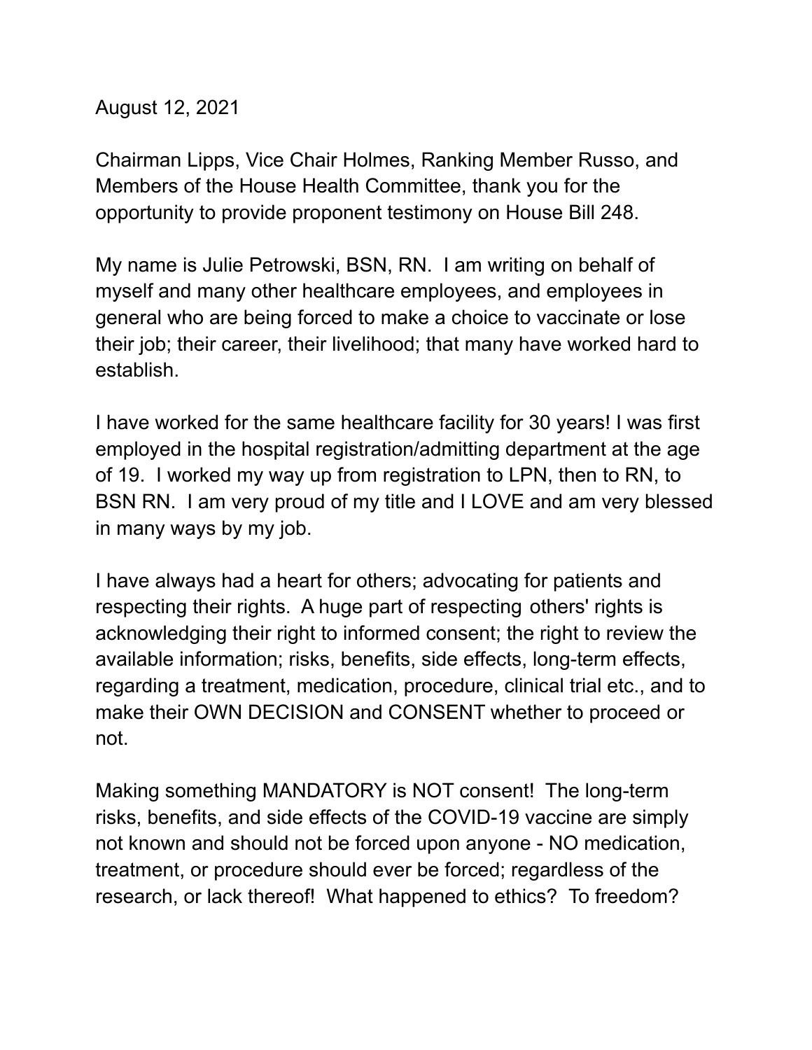August 12, 2021

Chairman Lipps, Vice Chair Holmes, Ranking Member Russo, and Members of the House Health Committee, thank you for the opportunity to provide proponent testimony on House Bill 248.

My name is Julie Petrowski, BSN, RN. I am writing on behalf of myself and many other healthcare employees, and employees in general who are being forced to make a choice to vaccinate or lose their job; their career, their livelihood; that many have worked hard to establish.

I have worked for the same healthcare facility for 30 years! I was first employed in the hospital registration/admitting department at the age of 19. I worked my way up from registration to LPN, then to RN, to BSN RN. I am very proud of my title and I LOVE and am very blessed in many ways by my job.

I have always had a heart for others; advocating for patients and respecting their rights. A huge part of respecting others' rights is acknowledging their right to informed consent; the right to review the available information; risks, benefits, side effects, long-term effects, regarding a treatment, medication, procedure, clinical trial etc., and to make their OWN DECISION and CONSENT whether to proceed or not.

Making something MANDATORY is NOT consent! The long-term risks, benefits, and side effects of the COVID-19 vaccine are simply not known and should not be forced upon anyone - NO medication, treatment, or procedure should ever be forced; regardless of the research, or lack thereof! What happened to ethics? To freedom?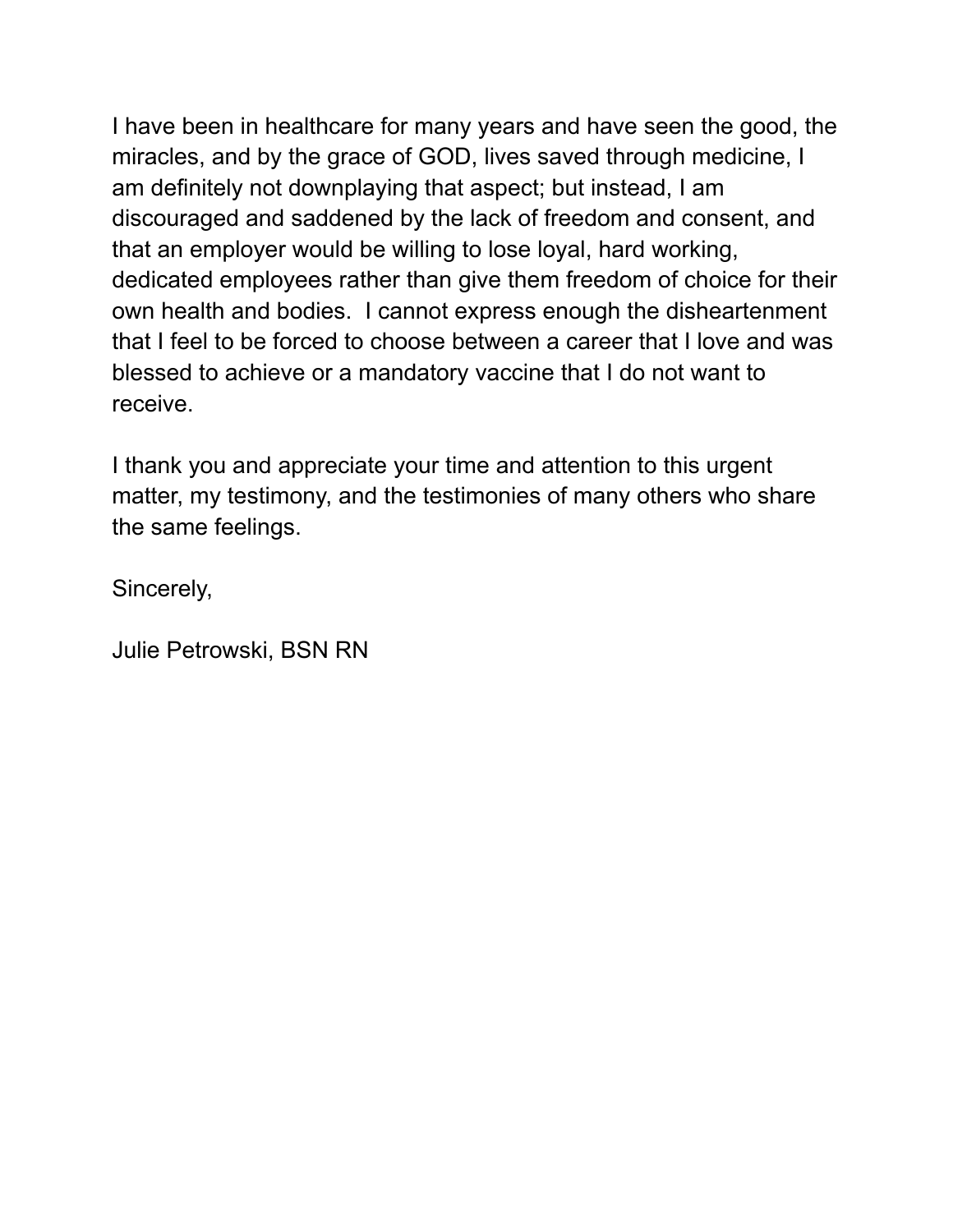I have been in healthcare for many years and have seen the good, the miracles, and by the grace of GOD, lives saved through medicine, I am definitely not downplaying that aspect; but instead, I am discouraged and saddened by the lack of freedom and consent, and that an employer would be willing to lose loyal, hard working, dedicated employees rather than give them freedom of choice for their own health and bodies.  I cannot express enough the disheartenment that I feel to be forced to choose between a career that I love and was blessed to achieve or a mandatory vaccine that I do not want to receive.

I thank you and appreciate your time and attention to this urgent matter, my testimony, and the testimonies of many others who share the same feelings.

Sincerely,

Julie Petrowski, BSN RN